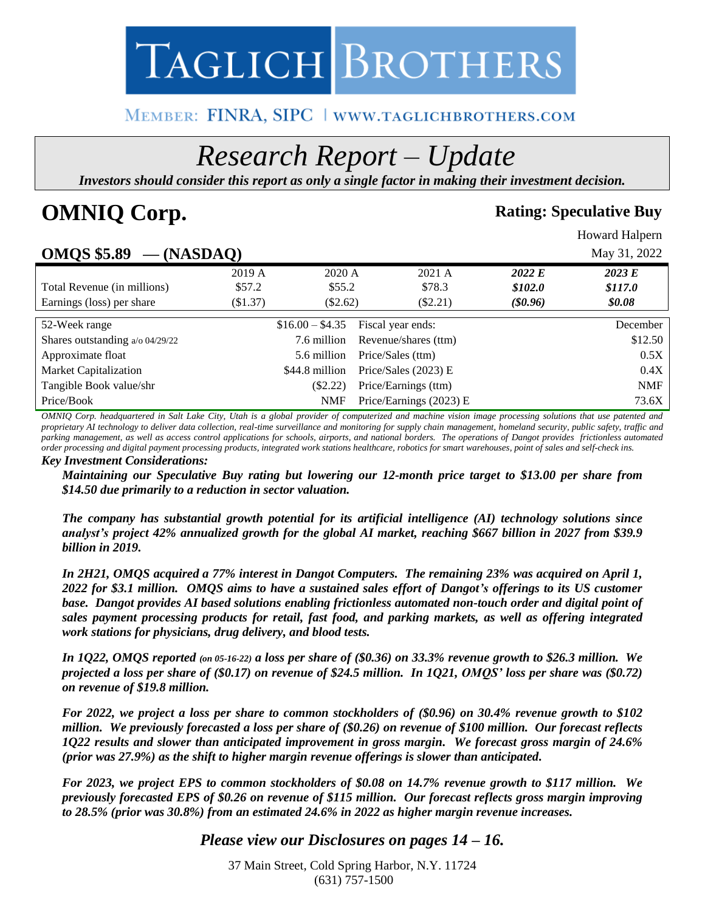# TAGLICH BROTHERS

MEMBER: FINRA, SIPC | WWW.TAGLICHBROTHERS.COM

# *Research Report – Update*

***Investors should consider this report as only a single factor in making their investment decision.***

# OMNIQ Corp.

**Rating: Speculative Buy**

Howard Halpern

May 31, 2022

## OMQS $5.89 — (NASDAQ)

| | 2019 A | 2020 A | 2021 A | *2022 E* | *2023 E* |
|---|---|---|---|---|---|
| Total Revenue (in millions) | $57.2 | $55.2 | $78.3 | ***$102.0*** | ***$117.0*** |
| Earnings (loss) per share | ($1.37) | ($2.62) | ($2.21) | ***($0.96)*** | ***$0.08*** |

| | | | |
|---|---|---|---|
| 52-Week range | $16.00 – $4.35 | Fiscal year ends: | December |
| Shares outstanding a/o 04/29/22 | 7.6 million | Revenue/shares (ttm) | $12.50 |
| Approximate float | 5.6 million | Price/Sales (ttm) | 0.5X |
| Market Capitalization | $44.8 million | Price/Sales (2023) E | 0.4X |
| Tangible Book value/shr | ($2.22) | Price/Earnings (ttm) | NMF |
| Price/Book | NMF | Price/Earnings (2023) E | 73.6X |

*OMNIQ Corp. headquartered in Salt Lake City, Utah is a global provider of computerized and machine vision image processing solutions that use patented and proprietary AI technology to deliver data collection, real-time surveillance and monitoring for supply chain management, homeland security, public safety, traffic and parking management, as well as access control applications for schools, airports, and national borders. The operations of Dangot provides frictionless automated order processing and digital payment processing products, integrated work stations healthcare, robotics for smart warehouses, point of sales and self-check ins.*

***Key Investment Considerations:***

***Maintaining our Speculative Buy rating but lowering our 12-month price target to $13.00 per share from $14.50 due primarily to a reduction in sector valuation.***

***The company has substantial growth potential for its artificial intelligence (AI) technology solutions since analyst's project 42% annualized growth for the global AI market, reaching $667 billion in 2027 from $39.9 billion in 2019.***

***In 2H21, OMQS acquired a 77% interest in Dangot Computers. The remaining 23% was acquired on April 1, 2022 for $3.1 million. OMQS aims to have a sustained sales effort of Dangot's offerings to its US customer base. Dangot provides AI based solutions enabling frictionless automated non-touch order and digital point of sales payment processing products for retail, fast food, and parking markets, as well as offering integrated work stations for physicians, drug delivery, and blood tests.***

***In 1Q22, OMQS reported (on 05-16-22) a loss per share of ($0.36) on 33.3% revenue growth to $26.3 million. We projected a loss per share of ($0.17) on revenue of $24.5 million. In 1Q21, OMQS' loss per share was ($0.72) on revenue of $19.8 million.***

***For 2022, we project a loss per share to common stockholders of ($0.96) on 30.4% revenue growth to $102 million. We previously forecasted a loss per share of ($0.26) on revenue of $100 million. Our forecast reflects 1Q22 results and slower than anticipated improvement in gross margin. We forecast gross margin of 24.6% (prior was 27.9%) as the shift to higher margin revenue offerings is slower than anticipated.***

***For 2023, we project EPS to common stockholders of $0.08 on 14.7% revenue growth to $117 million. We previously forecasted EPS of $0.26 on revenue of $115 million. Our forecast reflects gross margin improving to 28.5% (prior was 30.8%) from an estimated 24.6% in 2022 as higher margin revenue increases.***

***Please view our Disclosures on pages 14 – 16.***

37 Main Street, Cold Spring Harbor, N.Y. 11724
(631) 757-1500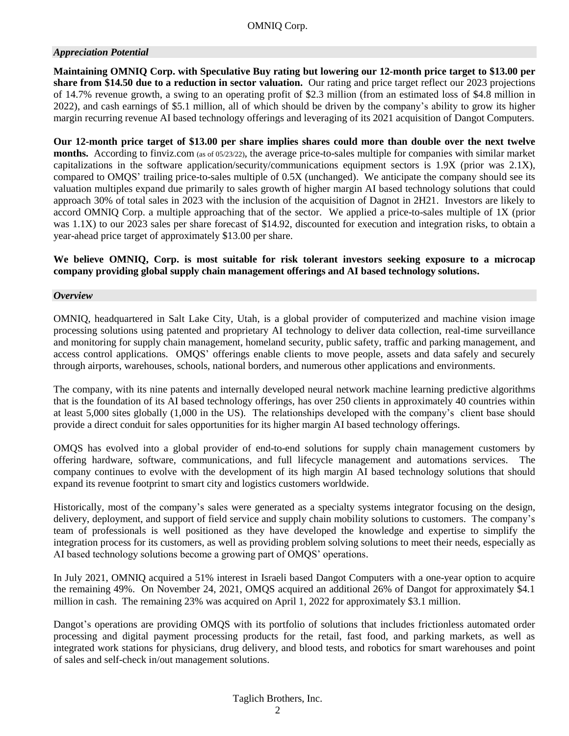### *Appreciation Potential*

**Maintaining OMNIQ Corp. with Speculative Buy rating but lowering our 12-month price target to $13.00 per share from $14.50 due to a reduction in sector valuation.** Our rating and price target reflect our 2023 projections of 14.7% revenue growth, a swing to an operating profit of $2.3 million (from an estimated loss of $4.8 million in 2022), and cash earnings of $5.1 million, all of which should be driven by the company's ability to grow its higher margin recurring revenue AI based technology offerings and leveraging of its 2021 acquisition of Dangot Computers.

**Our 12-month price target of $13.00 per share implies shares could more than double over the next twelve months.** According to finviz.com (as of 05/23/22), the average price-to-sales multiple for companies with similar market capitalizations in the software application/security/communications equipment sectors is 1.9X (prior was 2.1X), compared to OMQS' trailing price-to-sales multiple of 0.5X (unchanged). We anticipate the company should see its valuation multiples expand due primarily to sales growth of higher margin AI based technology solutions that could approach 30% of total sales in 2023 with the inclusion of the acquisition of Dagnot in 2H21. Investors are likely to accord OMNIQ Corp. a multiple approaching that of the sector. We applied a price-to-sales multiple of 1X (prior was 1.1X) to our 2023 sales per share forecast of $14.92, discounted for execution and integration risks, to obtain a year-ahead price target of approximately $13.00 per share.

**We believe OMNIQ, Corp. is most suitable for risk tolerant investors seeking exposure to a microcap company providing global supply chain management offerings and AI based technology solutions.**

### *Overview*

OMNIQ, headquartered in Salt Lake City, Utah, is a global provider of computerized and machine vision image processing solutions using patented and proprietary AI technology to deliver data collection, real-time surveillance and monitoring for supply chain management, homeland security, public safety, traffic and parking management, and access control applications. OMQS' offerings enable clients to move people, assets and data safely and securely through airports, warehouses, schools, national borders, and numerous other applications and environments.

The company, with its nine patents and internally developed neural network machine learning predictive algorithms that is the foundation of its AI based technology offerings, has over 250 clients in approximately 40 countries within at least 5,000 sites globally (1,000 in the US). The relationships developed with the company's client base should provide a direct conduit for sales opportunities for its higher margin AI based technology offerings.

OMQS has evolved into a global provider of end-to-end solutions for supply chain management customers by offering hardware, software, communications, and full lifecycle management and automations services. The company continues to evolve with the development of its high margin AI based technology solutions that should expand its revenue footprint to smart city and logistics customers worldwide.

Historically, most of the company's sales were generated as a specialty systems integrator focusing on the design, delivery, deployment, and support of field service and supply chain mobility solutions to customers. The company's team of professionals is well positioned as they have developed the knowledge and expertise to simplify the integration process for its customers, as well as providing problem solving solutions to meet their needs, especially as AI based technology solutions become a growing part of OMQS' operations.

In July 2021, OMNIQ acquired a 51% interest in Israeli based Dangot Computers with a one-year option to acquire the remaining 49%. On November 24, 2021, OMQS acquired an additional 26% of Dangot for approximately $4.1 million in cash. The remaining 23% was acquired on April 1, 2022 for approximately $3.1 million.

Dangot's operations are providing OMQS with its portfolio of solutions that includes frictionless automated order processing and digital payment processing products for the retail, fast food, and parking markets, as well as integrated work stations for physicians, drug delivery, and blood tests, and robotics for smart warehouses and point of sales and self-check in/out management solutions.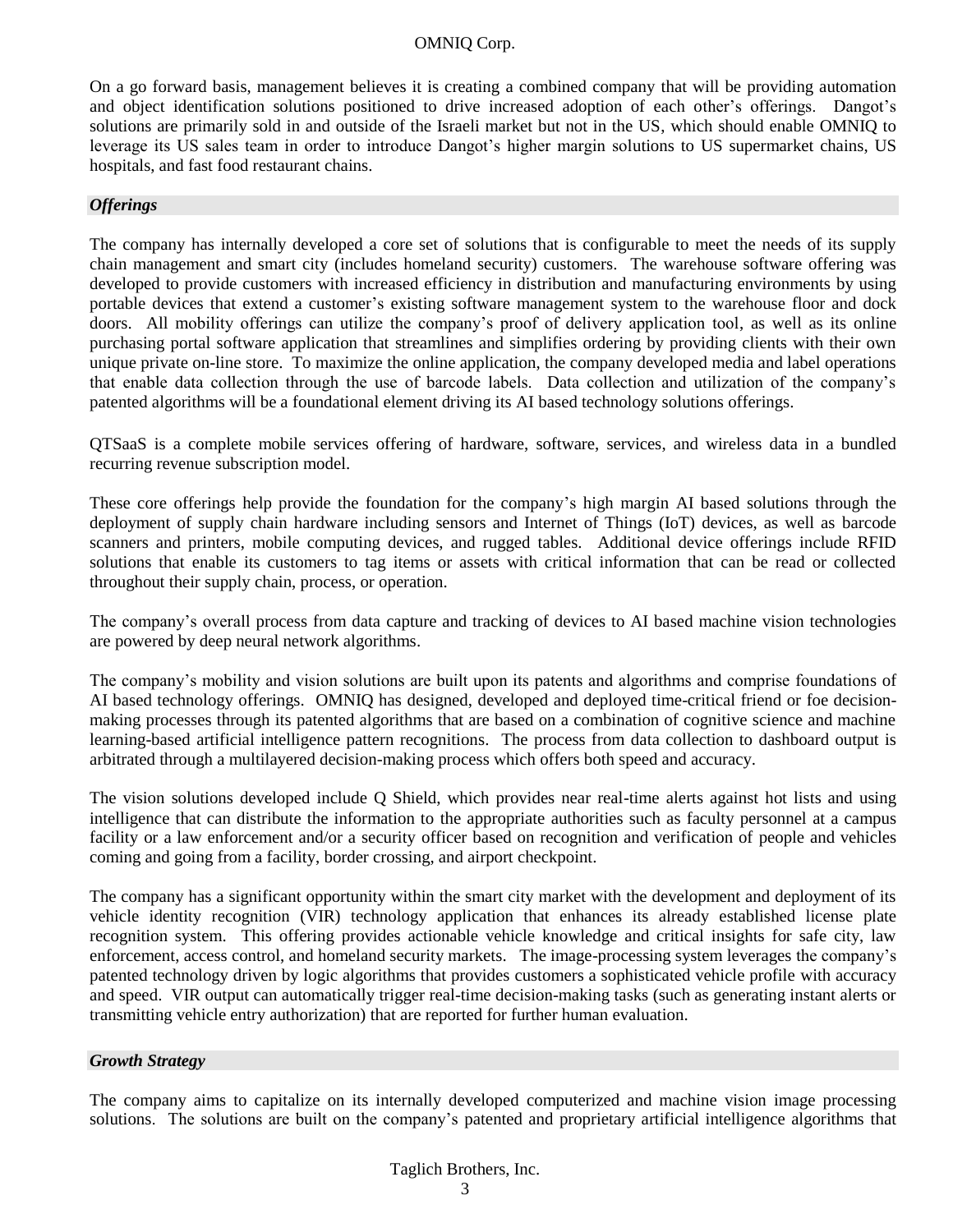On a go forward basis, management believes it is creating a combined company that will be providing automation and object identification solutions positioned to drive increased adoption of each other's offerings. Dangot's solutions are primarily sold in and outside of the Israeli market but not in the US, which should enable OMNIQ to leverage its US sales team in order to introduce Dangot's higher margin solutions to US supermarket chains, US hospitals, and fast food restaurant chains.

### *Offerings*

The company has internally developed a core set of solutions that is configurable to meet the needs of its supply chain management and smart city (includes homeland security) customers. The warehouse software offering was developed to provide customers with increased efficiency in distribution and manufacturing environments by using portable devices that extend a customer's existing software management system to the warehouse floor and dock doors. All mobility offerings can utilize the company's proof of delivery application tool, as well as its online purchasing portal software application that streamlines and simplifies ordering by providing clients with their own unique private on-line store. To maximize the online application, the company developed media and label operations that enable data collection through the use of barcode labels. Data collection and utilization of the company's patented algorithms will be a foundational element driving its AI based technology solutions offerings.

QTSaaS is a complete mobile services offering of hardware, software, services, and wireless data in a bundled recurring revenue subscription model.

These core offerings help provide the foundation for the company's high margin AI based solutions through the deployment of supply chain hardware including sensors and Internet of Things (IoT) devices, as well as barcode scanners and printers, mobile computing devices, and rugged tables. Additional device offerings include RFID solutions that enable its customers to tag items or assets with critical information that can be read or collected throughout their supply chain, process, or operation.

The company's overall process from data capture and tracking of devices to AI based machine vision technologies are powered by deep neural network algorithms.

The company's mobility and vision solutions are built upon its patents and algorithms and comprise foundations of AI based technology offerings. OMNIQ has designed, developed and deployed time-critical friend or foe decision-making processes through its patented algorithms that are based on a combination of cognitive science and machine learning-based artificial intelligence pattern recognitions. The process from data collection to dashboard output is arbitrated through a multilayered decision-making process which offers both speed and accuracy.

The vision solutions developed include Q Shield, which provides near real-time alerts against hot lists and using intelligence that can distribute the information to the appropriate authorities such as faculty personnel at a campus facility or a law enforcement and/or a security officer based on recognition and verification of people and vehicles coming and going from a facility, border crossing, and airport checkpoint.

The company has a significant opportunity within the smart city market with the development and deployment of its vehicle identity recognition (VIR) technology application that enhances its already established license plate recognition system. This offering provides actionable vehicle knowledge and critical insights for safe city, law enforcement, access control, and homeland security markets. The image-processing system leverages the company's patented technology driven by logic algorithms that provides customers a sophisticated vehicle profile with accuracy and speed. VIR output can automatically trigger real-time decision-making tasks (such as generating instant alerts or transmitting vehicle entry authorization) that are reported for further human evaluation.

### *Growth Strategy*

The company aims to capitalize on its internally developed computerized and machine vision image processing solutions. The solutions are built on the company's patented and proprietary artificial intelligence algorithms that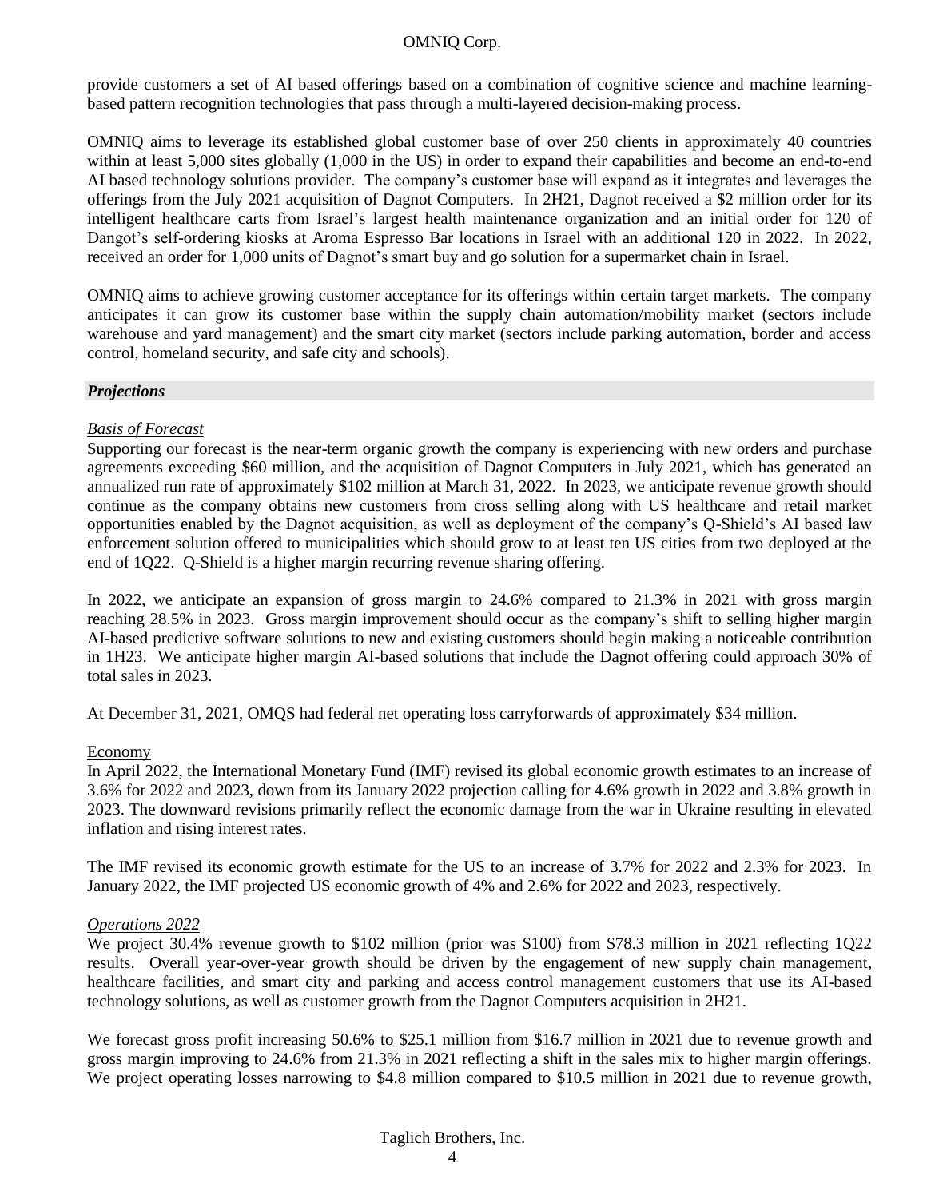provide customers a set of AI based offerings based on a combination of cognitive science and machine learning-based pattern recognition technologies that pass through a multi-layered decision-making process.

OMNIQ aims to leverage its established global customer base of over 250 clients in approximately 40 countries within at least 5,000 sites globally (1,000 in the US) in order to expand their capabilities and become an end-to-end AI based technology solutions provider. The company's customer base will expand as it integrates and leverages the offerings from the July 2021 acquisition of Dagnot Computers. In 2H21, Dagnot received a $2 million order for its intelligent healthcare carts from Israel's largest health maintenance organization and an initial order for 120 of Dangot's self-ordering kiosks at Aroma Espresso Bar locations in Israel with an additional 120 in 2022. In 2022, received an order for 1,000 units of Dagnot's smart buy and go solution for a supermarket chain in Israel.

OMNIQ aims to achieve growing customer acceptance for its offerings within certain target markets. The company anticipates it can grow its customer base within the supply chain automation/mobility market (sectors include warehouse and yard management) and the smart city market (sectors include parking automation, border and access control, homeland security, and safe city and schools).

## *Projections*

*Basis of Forecast*

Supporting our forecast is the near-term organic growth the company is experiencing with new orders and purchase agreements exceeding $60 million, and the acquisition of Dagnot Computers in July 2021, which has generated an annualized run rate of approximately $102 million at March 31, 2022. In 2023, we anticipate revenue growth should continue as the company obtains new customers from cross selling along with US healthcare and retail market opportunities enabled by the Dagnot acquisition, as well as deployment of the company's Q-Shield's AI based law enforcement solution offered to municipalities which should grow to at least ten US cities from two deployed at the end of 1Q22. Q-Shield is a higher margin recurring revenue sharing offering.

In 2022, we anticipate an expansion of gross margin to 24.6% compared to 21.3% in 2021 with gross margin reaching 28.5% in 2023. Gross margin improvement should occur as the company's shift to selling higher margin AI-based predictive software solutions to new and existing customers should begin making a noticeable contribution in 1H23. We anticipate higher margin AI-based solutions that include the Dagnot offering could approach 30% of total sales in 2023.

At December 31, 2021, OMQS had federal net operating loss carryforwards of approximately $34 million.

Economy

In April 2022, the International Monetary Fund (IMF) revised its global economic growth estimates to an increase of 3.6% for 2022 and 2023, down from its January 2022 projection calling for 4.6% growth in 2022 and 3.8% growth in 2023. The downward revisions primarily reflect the economic damage from the war in Ukraine resulting in elevated inflation and rising interest rates.

The IMF revised its economic growth estimate for the US to an increase of 3.7% for 2022 and 2.3% for 2023. In January 2022, the IMF projected US economic growth of 4% and 2.6% for 2022 and 2023, respectively.

*Operations 2022*

We project 30.4% revenue growth to $102 million (prior was $100) from $78.3 million in 2021 reflecting 1Q22 results. Overall year-over-year growth should be driven by the engagement of new supply chain management, healthcare facilities, and smart city and parking and access control management customers that use its AI-based technology solutions, as well as customer growth from the Dagnot Computers acquisition in 2H21.

We forecast gross profit increasing 50.6% to $25.1 million from $16.7 million in 2021 due to revenue growth and gross margin improving to 24.6% from 21.3% in 2021 reflecting a shift in the sales mix to higher margin offerings. We project operating losses narrowing to $4.8 million compared to $10.5 million in 2021 due to revenue growth,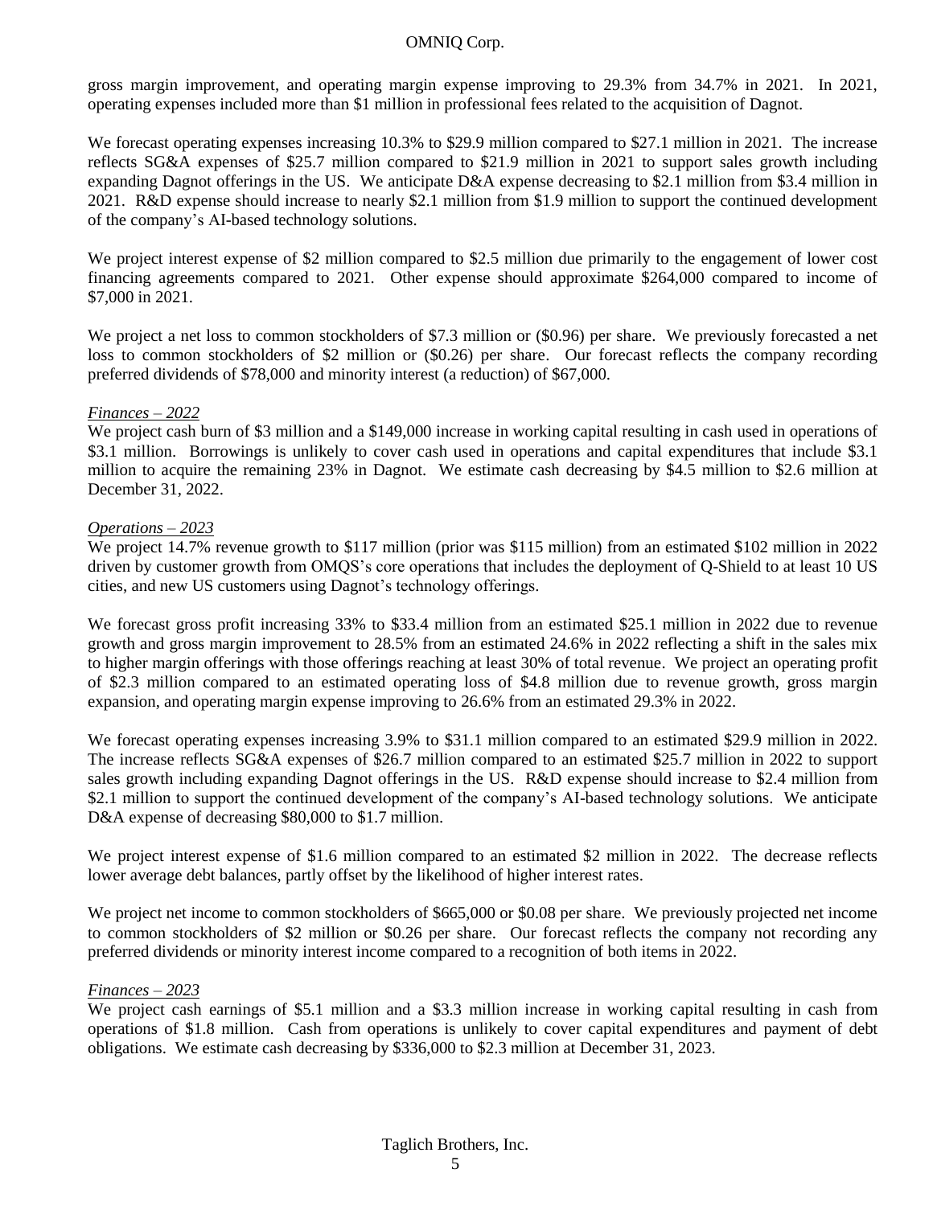gross margin improvement, and operating margin expense improving to 29.3% from 34.7% in 2021. In 2021, operating expenses included more than $1 million in professional fees related to the acquisition of Dagnot.

We forecast operating expenses increasing 10.3% to $29.9 million compared to $27.1 million in 2021. The increase reflects SG&A expenses of $25.7 million compared to $21.9 million in 2021 to support sales growth including expanding Dagnot offerings in the US. We anticipate D&A expense decreasing to $2.1 million from $3.4 million in 2021. R&D expense should increase to nearly $2.1 million from $1.9 million to support the continued development of the company's AI-based technology solutions.

We project interest expense of $2 million compared to $2.5 million due primarily to the engagement of lower cost financing agreements compared to 2021. Other expense should approximate $264,000 compared to income of $7,000 in 2021.

We project a net loss to common stockholders of $7.3 million or ($0.96) per share. We previously forecasted a net loss to common stockholders of $2 million or ($0.26) per share. Our forecast reflects the company recording preferred dividends of $78,000 and minority interest (a reduction) of $67,000.

*Finances – 2022*

We project cash burn of $3 million and a $149,000 increase in working capital resulting in cash used in operations of $3.1 million. Borrowings is unlikely to cover cash used in operations and capital expenditures that include $3.1 million to acquire the remaining 23% in Dagnot. We estimate cash decreasing by $4.5 million to $2.6 million at December 31, 2022.

*Operations – 2023*

We project 14.7% revenue growth to $117 million (prior was $115 million) from an estimated $102 million in 2022 driven by customer growth from OMQS's core operations that includes the deployment of Q-Shield to at least 10 US cities, and new US customers using Dagnot's technology offerings.

We forecast gross profit increasing 33% to $33.4 million from an estimated $25.1 million in 2022 due to revenue growth and gross margin improvement to 28.5% from an estimated 24.6% in 2022 reflecting a shift in the sales mix to higher margin offerings with those offerings reaching at least 30% of total revenue. We project an operating profit of $2.3 million compared to an estimated operating loss of $4.8 million due to revenue growth, gross margin expansion, and operating margin expense improving to 26.6% from an estimated 29.3% in 2022.

We forecast operating expenses increasing 3.9% to $31.1 million compared to an estimated $29.9 million in 2022. The increase reflects SG&A expenses of $26.7 million compared to an estimated $25.7 million in 2022 to support sales growth including expanding Dagnot offerings in the US. R&D expense should increase to $2.4 million from $2.1 million to support the continued development of the company's AI-based technology solutions. We anticipate D&A expense of decreasing $80,000 to $1.7 million.

We project interest expense of $1.6 million compared to an estimated $2 million in 2022. The decrease reflects lower average debt balances, partly offset by the likelihood of higher interest rates.

We project net income to common stockholders of $665,000 or $0.08 per share. We previously projected net income to common stockholders of $2 million or $0.26 per share. Our forecast reflects the company not recording any preferred dividends or minority interest income compared to a recognition of both items in 2022.

*Finances – 2023*

We project cash earnings of $5.1 million and a $3.3 million increase in working capital resulting in cash from operations of $1.8 million. Cash from operations is unlikely to cover capital expenditures and payment of debt obligations. We estimate cash decreasing by $336,000 to $2.3 million at December 31, 2023.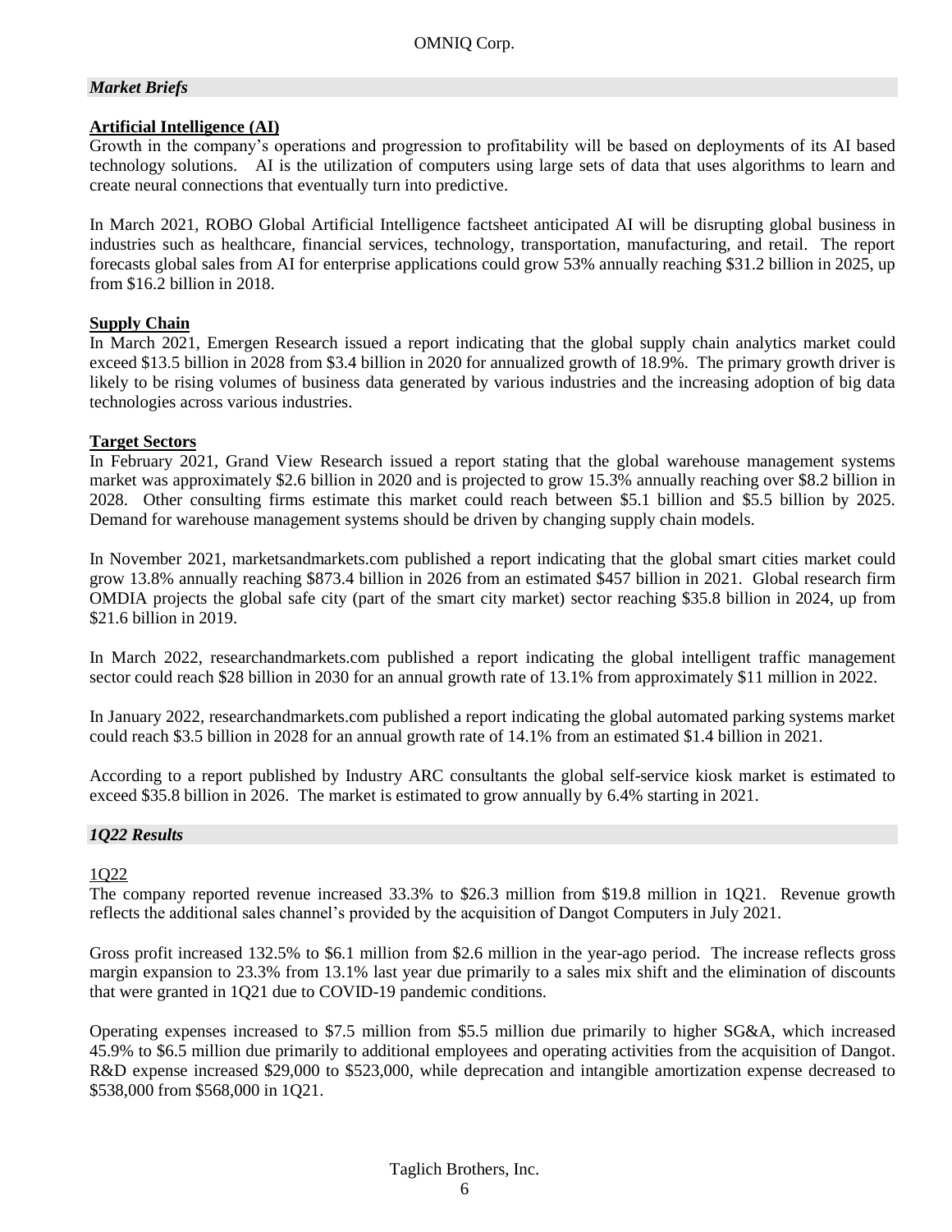## *Market Briefs*

**Artificial Intelligence (AI)**

Growth in the company's operations and progression to profitability will be based on deployments of its AI based technology solutions. AI is the utilization of computers using large sets of data that uses algorithms to learn and create neural connections that eventually turn into predictive.

In March 2021, ROBO Global Artificial Intelligence factsheet anticipated AI will be disrupting global business in industries such as healthcare, financial services, technology, transportation, manufacturing, and retail. The report forecasts global sales from AI for enterprise applications could grow 53% annually reaching $31.2 billion in 2025, up from $16.2 billion in 2018.

**Supply Chain**

In March 2021, Emergen Research issued a report indicating that the global supply chain analytics market could exceed $13.5 billion in 2028 from $3.4 billion in 2020 for annualized growth of 18.9%. The primary growth driver is likely to be rising volumes of business data generated by various industries and the increasing adoption of big data technologies across various industries.

**Target Sectors**

In February 2021, Grand View Research issued a report stating that the global warehouse management systems market was approximately $2.6 billion in 2020 and is projected to grow 15.3% annually reaching over $8.2 billion in 2028. Other consulting firms estimate this market could reach between $5.1 billion and $5.5 billion by 2025. Demand for warehouse management systems should be driven by changing supply chain models.

In November 2021, marketsandmarkets.com published a report indicating that the global smart cities market could grow 13.8% annually reaching $873.4 billion in 2026 from an estimated $457 billion in 2021. Global research firm OMDIA projects the global safe city (part of the smart city market) sector reaching $35.8 billion in 2024, up from $21.6 billion in 2019.

In March 2022, researchandmarkets.com published a report indicating the global intelligent traffic management sector could reach $28 billion in 2030 for an annual growth rate of 13.1% from approximately $11 million in 2022.

In January 2022, researchandmarkets.com published a report indicating the global automated parking systems market could reach $3.5 billion in 2028 for an annual growth rate of 14.1% from an estimated $1.4 billion in 2021.

According to a report published by Industry ARC consultants the global self-service kiosk market is estimated to exceed $35.8 billion in 2026. The market is estimated to grow annually by 6.4% starting in 2021.

## *1Q22 Results*

1Q22

The company reported revenue increased 33.3% to $26.3 million from $19.8 million in 1Q21. Revenue growth reflects the additional sales channel's provided by the acquisition of Dangot Computers in July 2021.

Gross profit increased 132.5% to $6.1 million from $2.6 million in the year-ago period. The increase reflects gross margin expansion to 23.3% from 13.1% last year due primarily to a sales mix shift and the elimination of discounts that were granted in 1Q21 due to COVID-19 pandemic conditions.

Operating expenses increased to $7.5 million from $5.5 million due primarily to higher SG&A, which increased 45.9% to $6.5 million due primarily to additional employees and operating activities from the acquisition of Dangot. R&D expense increased $29,000 to $523,000, while deprecation and intangible amortization expense decreased to $538,000 from $568,000 in 1Q21.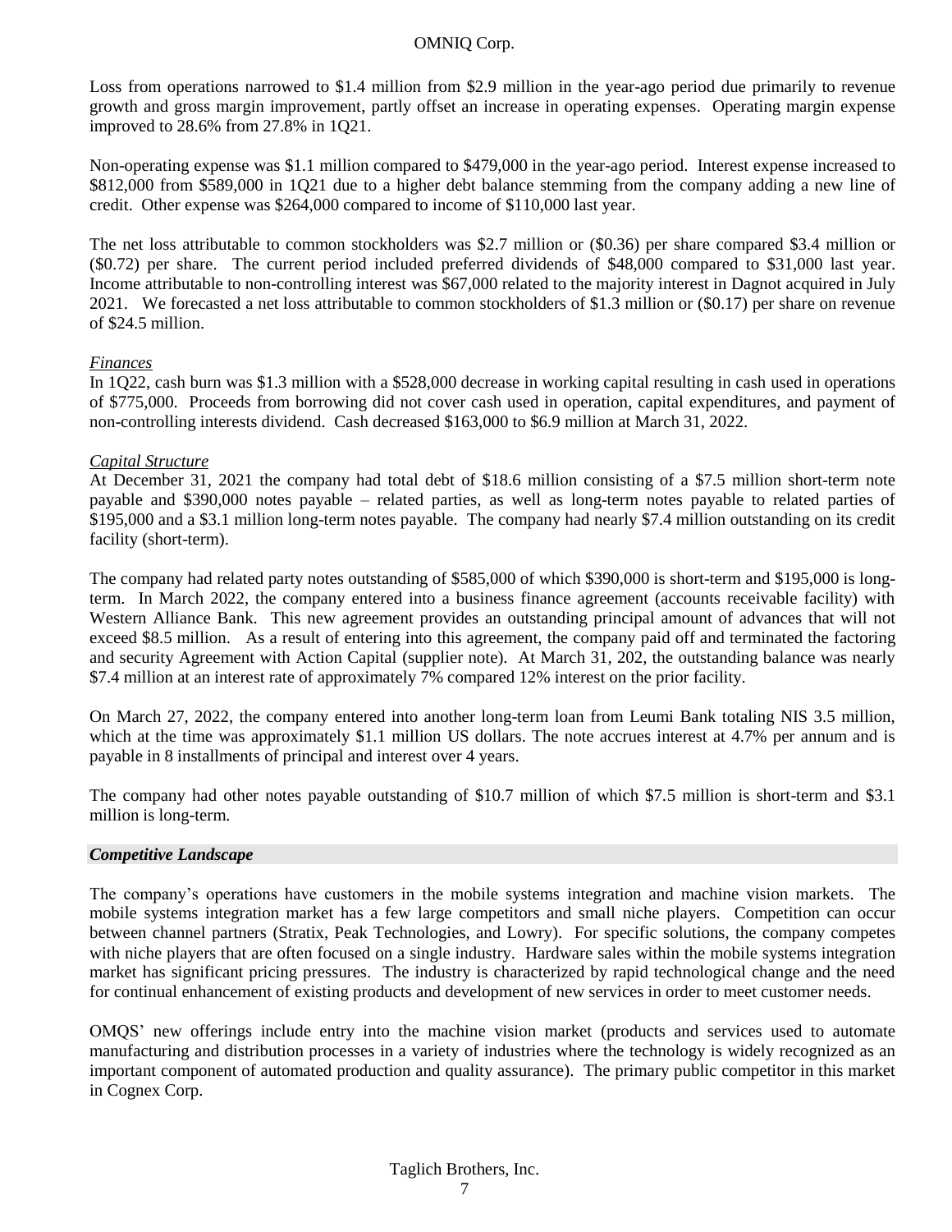Loss from operations narrowed to $1.4 million from $2.9 million in the year-ago period due primarily to revenue growth and gross margin improvement, partly offset an increase in operating expenses. Operating margin expense improved to 28.6% from 27.8% in 1Q21.

Non-operating expense was $1.1 million compared to $479,000 in the year-ago period. Interest expense increased to $812,000 from $589,000 in 1Q21 due to a higher debt balance stemming from the company adding a new line of credit. Other expense was $264,000 compared to income of $110,000 last year.

The net loss attributable to common stockholders was $2.7 million or ($0.36) per share compared $3.4 million or ($0.72) per share. The current period included preferred dividends of $48,000 compared to $31,000 last year. Income attributable to non-controlling interest was $67,000 related to the majority interest in Dagnot acquired in July 2021. We forecasted a net loss attributable to common stockholders of $1.3 million or ($0.17) per share on revenue of $24.5 million.

*Finances*

In 1Q22, cash burn was $1.3 million with a $528,000 decrease in working capital resulting in cash used in operations of $775,000. Proceeds from borrowing did not cover cash used in operation, capital expenditures, and payment of non-controlling interests dividend. Cash decreased $163,000 to $6.9 million at March 31, 2022.

*Capital Structure*

At December 31, 2021 the company had total debt of $18.6 million consisting of a $7.5 million short-term note payable and $390,000 notes payable – related parties, as well as long-term notes payable to related parties of $195,000 and a $3.1 million long-term notes payable. The company had nearly $7.4 million outstanding on its credit facility (short-term).

The company had related party notes outstanding of $585,000 of which $390,000 is short-term and $195,000 is long-term. In March 2022, the company entered into a business finance agreement (accounts receivable facility) with Western Alliance Bank. This new agreement provides an outstanding principal amount of advances that will not exceed $8.5 million. As a result of entering into this agreement, the company paid off and terminated the factoring and security Agreement with Action Capital (supplier note). At March 31, 202, the outstanding balance was nearly $7.4 million at an interest rate of approximately 7% compared 12% interest on the prior facility.

On March 27, 2022, the company entered into another long-term loan from Leumi Bank totaling NIS 3.5 million, which at the time was approximately $1.1 million US dollars. The note accrues interest at 4.7% per annum and is payable in 8 installments of principal and interest over 4 years.

The company had other notes payable outstanding of $10.7 million of which $7.5 million is short-term and $3.1 million is long-term.

### *Competitive Landscape*

The company's operations have customers in the mobile systems integration and machine vision markets. The mobile systems integration market has a few large competitors and small niche players. Competition can occur between channel partners (Stratix, Peak Technologies, and Lowry). For specific solutions, the company competes with niche players that are often focused on a single industry. Hardware sales within the mobile systems integration market has significant pricing pressures. The industry is characterized by rapid technological change and the need for continual enhancement of existing products and development of new services in order to meet customer needs.

OMQS' new offerings include entry into the machine vision market (products and services used to automate manufacturing and distribution processes in a variety of industries where the technology is widely recognized as an important component of automated production and quality assurance). The primary public competitor in this market in Cognex Corp.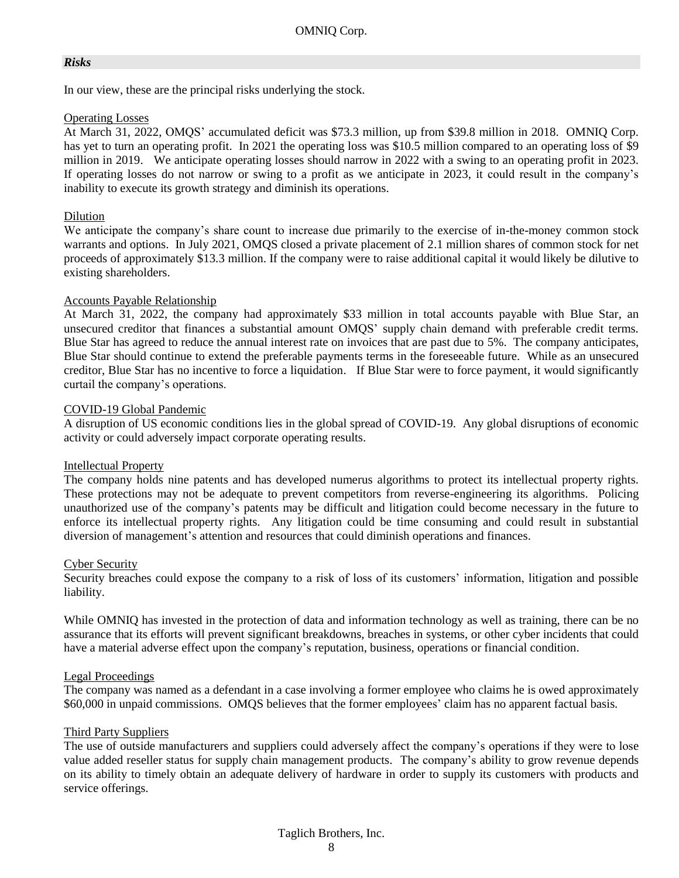## *Risks*

In our view, these are the principal risks underlying the stock.

Operating Losses

At March 31, 2022, OMQS' accumulated deficit was $73.3 million, up from $39.8 million in 2018. OMNIQ Corp. has yet to turn an operating profit. In 2021 the operating loss was $10.5 million compared to an operating loss of $9 million in 2019. We anticipate operating losses should narrow in 2022 with a swing to an operating profit in 2023. If operating losses do not narrow or swing to a profit as we anticipate in 2023, it could result in the company's inability to execute its growth strategy and diminish its operations.

Dilution

We anticipate the company's share count to increase due primarily to the exercise of in-the-money common stock warrants and options. In July 2021, OMQS closed a private placement of 2.1 million shares of common stock for net proceeds of approximately $13.3 million. If the company were to raise additional capital it would likely be dilutive to existing shareholders.

Accounts Payable Relationship

At March 31, 2022, the company had approximately $33 million in total accounts payable with Blue Star, an unsecured creditor that finances a substantial amount OMQS' supply chain demand with preferable credit terms. Blue Star has agreed to reduce the annual interest rate on invoices that are past due to 5%. The company anticipates, Blue Star should continue to extend the preferable payments terms in the foreseeable future. While as an unsecured creditor, Blue Star has no incentive to force a liquidation. If Blue Star were to force payment, it would significantly curtail the company's operations.

COVID-19 Global Pandemic

A disruption of US economic conditions lies in the global spread of COVID-19. Any global disruptions of economic activity or could adversely impact corporate operating results.

Intellectual Property

The company holds nine patents and has developed numerus algorithms to protect its intellectual property rights. These protections may not be adequate to prevent competitors from reverse-engineering its algorithms. Policing unauthorized use of the company's patents may be difficult and litigation could become necessary in the future to enforce its intellectual property rights. Any litigation could be time consuming and could result in substantial diversion of management's attention and resources that could diminish operations and finances.

Cyber Security

Security breaches could expose the company to a risk of loss of its customers' information, litigation and possible liability.

While OMNIQ has invested in the protection of data and information technology as well as training, there can be no assurance that its efforts will prevent significant breakdowns, breaches in systems, or other cyber incidents that could have a material adverse effect upon the company's reputation, business, operations or financial condition.

Legal Proceedings

The company was named as a defendant in a case involving a former employee who claims he is owed approximately $60,000 in unpaid commissions. OMQS believes that the former employees' claim has no apparent factual basis.

Third Party Suppliers

The use of outside manufacturers and suppliers could adversely affect the company's operations if they were to lose value added reseller status for supply chain management products. The company's ability to grow revenue depends on its ability to timely obtain an adequate delivery of hardware in order to supply its customers with products and service offerings.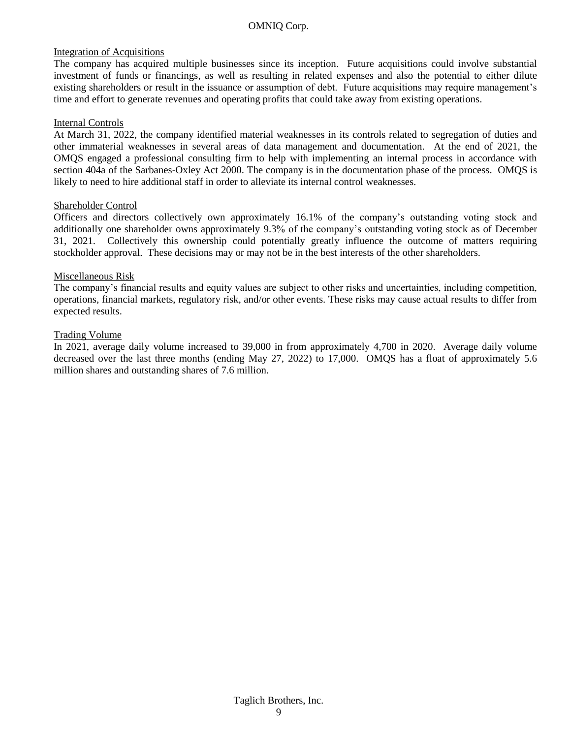### Integration of Acquisitions

The company has acquired multiple businesses since its inception. Future acquisitions could involve substantial investment of funds or financings, as well as resulting in related expenses and also the potential to either dilute existing shareholders or result in the issuance or assumption of debt. Future acquisitions may require management's time and effort to generate revenues and operating profits that could take away from existing operations.

### Internal Controls

At March 31, 2022, the company identified material weaknesses in its controls related to segregation of duties and other immaterial weaknesses in several areas of data management and documentation. At the end of 2021, the OMQS engaged a professional consulting firm to help with implementing an internal process in accordance with section 404a of the Sarbanes-Oxley Act 2000. The company is in the documentation phase of the process. OMQS is likely to need to hire additional staff in order to alleviate its internal control weaknesses.

### Shareholder Control

Officers and directors collectively own approximately 16.1% of the company's outstanding voting stock and additionally one shareholder owns approximately 9.3% of the company's outstanding voting stock as of December 31, 2021. Collectively this ownership could potentially greatly influence the outcome of matters requiring stockholder approval. These decisions may or may not be in the best interests of the other shareholders.

### Miscellaneous Risk

The company's financial results and equity values are subject to other risks and uncertainties, including competition, operations, financial markets, regulatory risk, and/or other events. These risks may cause actual results to differ from expected results.

### Trading Volume

In 2021, average daily volume increased to 39,000 in from approximately 4,700 in 2020. Average daily volume decreased over the last three months (ending May 27, 2022) to 17,000. OMQS has a float of approximately 5.6 million shares and outstanding shares of 7.6 million.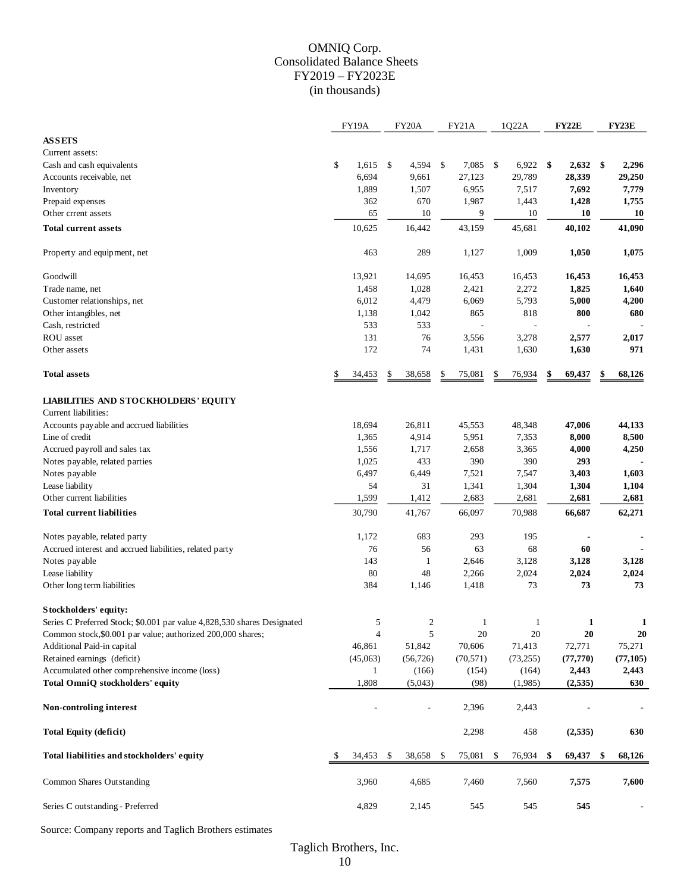# OMNIQ Corp.
## Consolidated Balance Sheets
## FY2019 – FY2023E
## (in thousands)

| | FY19A | FY20A | FY21A | 1Q22A | **FY22E** | **FY23E** |
|---|---|---|---|---|---|---|
| **ASSETS** | | | | | | |
| Current assets: | | | | | | |
| Cash and cash equivalents | $ 1,615 | $ 4,594 | $ 7,085 | $ 6,922 | **$ 2,632** | **$ 2,296** |
| Accounts receivable, net | 6,694 | 9,661 | 27,123 | 29,789 | **28,339** | **29,250** |
| Inventory | 1,889 | 1,507 | 6,955 | 7,517 | **7,692** | **7,779** |
| Prepaid expenses | 362 | 670 | 1,987 | 1,443 | **1,428** | **1,755** |
| Other crrent assets | 65 | 10 | 9 | 10 | **10** | **10** |
| **Total current assets** | 10,625 | 16,442 | 43,159 | 45,681 | **40,102** | **41,090** |
| Property and equipment, net | 463 | 289 | 1,127 | 1,009 | **1,050** | **1,075** |
| Goodwill | 13,921 | 14,695 | 16,453 | 16,453 | **16,453** | **16,453** |
| Trade name, net | 1,458 | 1,028 | 2,421 | 2,272 | **1,825** | **1,640** |
| Customer relationships, net | 6,012 | 4,479 | 6,069 | 5,793 | **5,000** | **4,200** |
| Other intangibles, net | 1,138 | 1,042 | 865 | 818 | **800** | **680** |
| Cash, restricted | 533 | 533 | - | - | **-** | **-** |
| ROU asset | 131 | 76 | 3,556 | 3,278 | **2,577** | **2,017** |
| Other assets | 172 | 74 | 1,431 | 1,630 | **1,630** | **971** |
| **Total assets** | $ 34,453 | $ 38,658 | $ 75,081 | $ 76,934 | **$ 69,437** | **$ 68,126** |
| **LIABILITIES AND STOCKHOLDERS' EQUITY** | | | | | | |
| Current liabilities: | | | | | | |
| Accounts payable and accrued liabilities | 18,694 | 26,811 | 45,553 | 48,348 | **47,006** | **44,133** |
| Line of credit | 1,365 | 4,914 | 5,951 | 7,353 | **8,000** | **8,500** |
| Accrued payroll and sales tax | 1,556 | 1,717 | 2,658 | 3,365 | **4,000** | **4,250** |
| Notes payable, related parties | 1,025 | 433 | 390 | 390 | **293** | **-** |
| Notes payable | 6,497 | 6,449 | 7,521 | 7,547 | **3,403** | **1,603** |
| Lease liability | 54 | 31 | 1,341 | 1,304 | **1,304** | **1,104** |
| Other current liabilities | 1,599 | 1,412 | 2,683 | 2,681 | **2,681** | **2,681** |
| **Total current liabilities** | 30,790 | 41,767 | 66,097 | 70,988 | **66,687** | **62,271** |
| Notes payable, related party | 1,172 | 683 | 293 | 195 | **-** | **-** |
| Accrued interest and accrued liabilities, related party | 76 | 56 | 63 | 68 | **60** | **-** |
| Notes payable | 143 | 1 | 2,646 | 3,128 | **3,128** | **3,128** |
| Lease liability | 80 | 48 | 2,266 | 2,024 | **2,024** | **2,024** |
| Other long term liabilities | 384 | 1,146 | 1,418 | 73 | **73** | **73** |
| **Stockholders' equity:** | | | | | | |
| Series C Preferred Stock; $0.001 par value 4,828,530 shares Designated | 5 | 2 | 1 | 1 | **1** | **1** |
| Common stock,$0.001 par value; authorized 200,000 shares; | 4 | 5 | 20 | 20 | **20** | **20** |
| Additional Paid-in capital | 46,861 | 51,842 | 70,606 | 71,413 | 72,771 | 75,271 |
| Retained earnings (deficit) | (45,063) | (56,726) | (70,571) | (73,255) | **(77,770)** | **(77,105)** |
| Accumulated other comprehensive income (loss) | 1 | (166) | (154) | (164) | **2,443** | **2,443** |
| **Total OmniQ stockholders' equity** | 1,808 | (5,043) | (98) | (1,985) | **(2,535)** | **630** |
| **Non-controling interest** | - | - | 2,396 | 2,443 | **-** | **-** |
| **Total Equity (deficit)** | | | 2,298 | 458 | **(2,535)** | **630** |
| **Total liabilities and stockholders' equity** | $ 34,453 | $ 38,658 | $ 75,081 | $ 76,934 | **$ 69,437** | **$ 68,126** |
| Common Shares Outstanding | 3,960 | 4,685 | 7,460 | 7,560 | **7,575** | **7,600** |
| Series C outstanding - Preferred | 4,829 | 2,145 | 545 | 545 | **545** | **-** |

Source: Company reports and Taglich Brothers estimates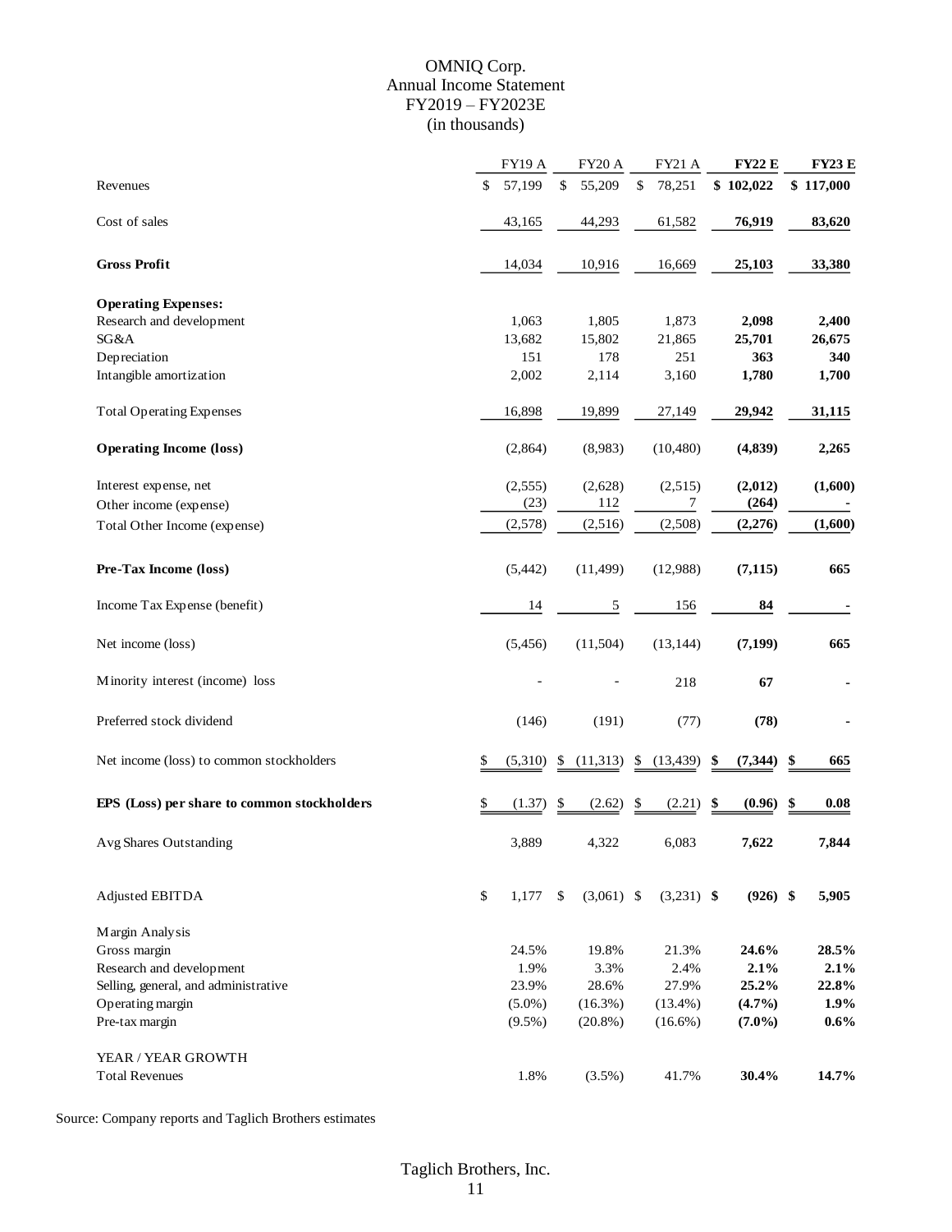# OMNIQ Corp.
## Annual Income Statement
## FY2019 – FY2023E
## (in thousands)

| | FY19 A | FY20 A | FY21 A | **FY22 E** | **FY23 E** |
|---|---|---|---|---|---|
| Revenues | $ 57,199 | $ 55,209 | $ 78,251 | **$ 102,022** | **$ 117,000** |
| Cost of sales | 43,165 | 44,293 | 61,582 | **76,919** | **83,620** |
| **Gross Profit** | 14,034 | 10,916 | 16,669 | **25,103** | **33,380** |
| **Operating Expenses:** | | | | | |
| Research and development | 1,063 | 1,805 | 1,873 | **2,098** | **2,400** |
| SG&A | 13,682 | 15,802 | 21,865 | **25,701** | **26,675** |
| Depreciation | 151 | 178 | 251 | **363** | **340** |
| Intangible amortization | 2,002 | 2,114 | 3,160 | **1,780** | **1,700** |
| Total Operating Expenses | 16,898 | 19,899 | 27,149 | **29,942** | **31,115** |
| **Operating Income (loss)** | (2,864) | (8,983) | (10,480) | **(4,839)** | **2,265** |
| Interest expense, net | (2,555) | (2,628) | (2,515) | **(2,012)** | **(1,600)** |
| Other income (expense) | (23) | 112 | 7 | **(264)** | **-** |
| Total Other Income (expense) | (2,578) | (2,516) | (2,508) | **(2,276)** | **(1,600)** |
| **Pre-Tax Income (loss)** | (5,442) | (11,499) | (12,988) | **(7,115)** | **665** |
| Income Tax Expense (benefit) | 14 | 5 | 156 | **84** | **-** |
| Net income (loss) | (5,456) | (11,504) | (13,144) | **(7,199)** | **665** |
| Minority interest (income) loss | - | - | 218 | **67** | **-** |
| Preferred stock dividend | (146) | (191) | (77) | **(78)** | **-** |
| Net income (loss) to common stockholders | $ (5,310) | $ (11,313) | $ (13,439) | **$ (7,344)** | **$ 665** |
| **EPS (Loss) per share to common stockholders** | $ (1.37) | $ (2.62) | $ (2.21) | **$ (0.96)** | **$ 0.08** |
| Avg Shares Outstanding | 3,889 | 4,322 | 6,083 | **7,622** | **7,844** |
| Adjusted EBITDA | $ 1,177 | $ (3,061) | $ (3,231) | **$ (926)** | **$ 5,905** |
| Margin Analysis | | | | | |
| Gross margin | 24.5% | 19.8% | 21.3% | **24.6%** | **28.5%** |
| Research and development | 1.9% | 3.3% | 2.4% | **2.1%** | **2.1%** |
| Selling, general, and administrative | 23.9% | 28.6% | 27.9% | **25.2%** | **22.8%** |
| Operating margin | (5.0%) | (16.3%) | (13.4%) | **(4.7%)** | **1.9%** |
| Pre-tax margin | (9.5%) | (20.8%) | (16.6%) | **(7.0%)** | **0.6%** |
| YEAR / YEAR GROWTH | | | | | |
| Total Revenues | 1.8% | (3.5%) | 41.7% | **30.4%** | **14.7%** |

Source: Company reports and Taglich Brothers estimates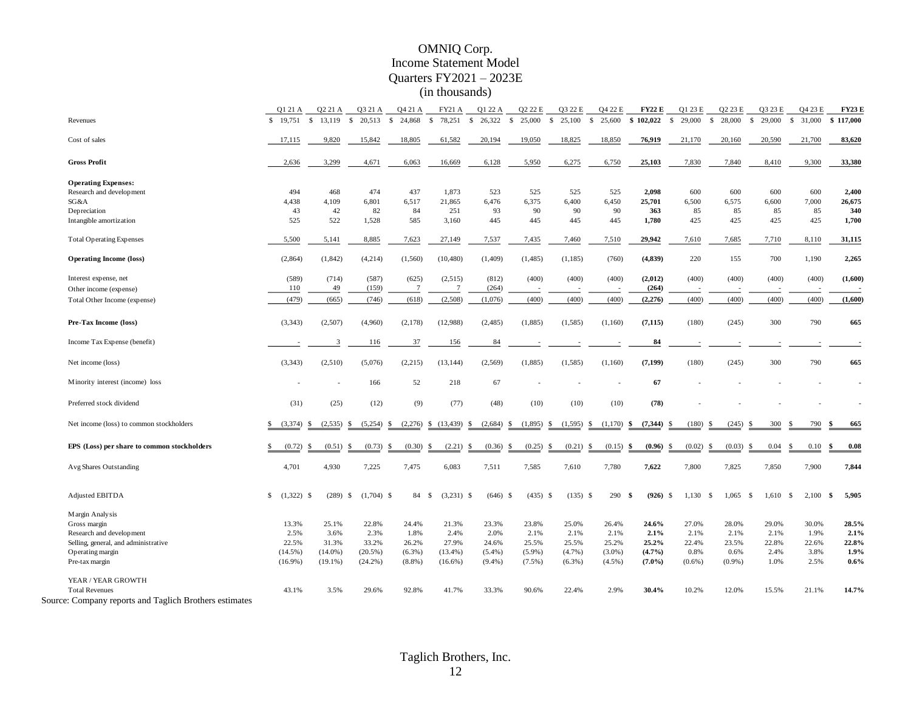# OMNIQ Corp.
## Income Statement Model
## Quarters FY2021 – 2023E
## (in thousands)

| | Q1 21 A | Q2 21 A | Q3 21 A | Q4 21 A | FY21 A | Q1 22 A | Q2 22 E | Q3 22 E | Q4 22 E | **FY22 E** | Q1 23 E | Q2 23 E | Q3 23 E | Q4 23 E | **FY23 E** |
|---|---|---|---|---|---|---|---|---|---|---|---|---|---|---|---|
| Revenues | $ 19,751 | $ 13,119 | $ 20,513 | $ 24,868 | $ 78,251 | $ 26,322 | $ 25,000 | $ 25,100 | $ 25,600 | **$ 102,022** | $ 29,000 | $ 28,000 | $ 29,000 | $ 31,000 | **$ 117,000** |
| Cost of sales | 17,115 | 9,820 | 15,842 | 18,805 | 61,582 | 20,194 | 19,050 | 18,825 | 18,850 | **76,919** | 21,170 | 20,160 | 20,590 | 21,700 | **83,620** |
| **Gross Profit** | 2,636 | 3,299 | 4,671 | 6,063 | 16,669 | 6,128 | 5,950 | 6,275 | 6,750 | **25,103** | 7,830 | 7,840 | 8,410 | 9,300 | **33,380** |
| **Operating Expenses:** | | | | | | | | | | | | | | | |
| Research and development | 494 | 468 | 474 | 437 | 1,873 | 523 | 525 | 525 | 525 | **2,098** | 600 | 600 | 600 | 600 | **2,400** |
| SG&A | 4,438 | 4,109 | 6,801 | 6,517 | 21,865 | 6,476 | 6,375 | 6,400 | 6,450 | **25,701** | 6,500 | 6,575 | 6,600 | 7,000 | **26,675** |
| Depreciation | 43 | 42 | 82 | 84 | 251 | 93 | 90 | 90 | 90 | **363** | 85 | 85 | 85 | 85 | **340** |
| Intangible amortization | 525 | 522 | 1,528 | 585 | 3,160 | 445 | 445 | 445 | 445 | **1,780** | 425 | 425 | 425 | 425 | **1,700** |
| Total Operating Expenses | 5,500 | 5,141 | 8,885 | 7,623 | 27,149 | 7,537 | 7,435 | 7,460 | 7,510 | **29,942** | 7,610 | 7,685 | 7,710 | 8,110 | **31,115** |
| **Operating Income (loss)** | (2,864) | (1,842) | (4,214) | (1,560) | (10,480) | (1,409) | (1,485) | (1,185) | (760) | **(4,839)** | 220 | 155 | 700 | 1,190 | **2,265** |
| Interest expense, net | (589) | (714) | (587) | (625) | (2,515) | (812) | (400) | (400) | (400) | **(2,012)** | (400) | (400) | (400) | (400) | **(1,600)** |
| Other income (expense) | 110 | 49 | (159) | 7 | 7 | (264) | - | - | - | **(264)** | - | - | - | - | **-** |
| Total Other Income (expense) | (479) | (665) | (746) | (618) | (2,508) | (1,076) | (400) | (400) | (400) | **(2,276)** | (400) | (400) | (400) | (400) | **(1,600)** |
| **Pre-Tax Income (loss)** | (3,343) | (2,507) | (4,960) | (2,178) | (12,988) | (2,485) | (1,885) | (1,585) | (1,160) | **(7,115)** | (180) | (245) | 300 | 790 | **665** |
| Income Tax Expense (benefit) | - | 3 | 116 | 37 | 156 | 84 | - | - | - | **84** | - | - | - | - | **-** |
| Net income (loss) | (3,343) | (2,510) | (5,076) | (2,215) | (13,144) | (2,569) | (1,885) | (1,585) | (1,160) | **(7,199)** | (180) | (245) | 300 | 790 | **665** |
| Minority interest (income) loss | - | - | 166 | 52 | 218 | 67 | - | - | - | **67** | - | - | - | - | **-** |
| Preferred stock dividend | (31) | (25) | (12) | (9) | (77) | (48) | (10) | (10) | (10) | **(78)** | - | - | - | - | **-** |
| Net income (loss) to common stockholders | $ (3,374) | $ (2,535) | $ (5,254) | $ (2,276) | $ (13,439) | $ (2,684) | $ (1,895) | $ (1,595) | $ (1,170) | **$ (7,344)** | $ (180) | $ (245) | $ 300 | $ 790 | **$ 665** |
| **EPS (Loss) per share to common stockholders** | $ (0.72) | $ (0.51) | $ (0.73) | $ (0.30) | $ (2.21) | $ (0.36) | $ (0.25) | $ (0.21) | $ (0.15) | **$ (0.96)** | $ (0.02) | $ (0.03) | $ 0.04 | $ 0.10 | **$ 0.08** |
| Avg Shares Outstanding | 4,701 | 4,930 | 7,225 | 7,475 | 6,083 | 7,511 | 7,585 | 7,610 | 7,780 | **7,622** | 7,800 | 7,825 | 7,850 | 7,900 | **7,844** |
| Adjusted EBITDA | $ (1,322) | $ (289) | $ (1,704) | $ 84 | $ (3,231) | $ (646) | $ (435) | $ (135) | $ 290 | **$ (926)** | $ 1,130 | $ 1,065 | $ 1,610 | $ 2,100 | **$ 5,905** |
| Margin Analysis | | | | | | | | | | | | | | | |
| Gross margin | 13.3% | 25.1% | 22.8% | 24.4% | 21.3% | 23.3% | 23.8% | 25.0% | 26.4% | **24.6%** | 27.0% | 28.0% | 29.0% | 30.0% | **28.5%** |
| Research and development | 2.5% | 3.6% | 2.3% | 1.8% | 2.4% | 2.0% | 2.1% | 2.1% | 2.1% | **2.1%** | 2.1% | 2.1% | 2.1% | 1.9% | **2.1%** |
| Selling, general, and administrative | 22.5% | 31.3% | 33.2% | 26.2% | 27.9% | 24.6% | 25.5% | 25.5% | 25.2% | **25.2%** | 22.4% | 23.5% | 22.8% | 22.6% | **22.8%** |
| Operating margin | (14.5%) | (14.0%) | (20.5%) | (6.3%) | (13.4%) | (5.4%) | (5.9%) | (4.7%) | (3.0%) | **(4.7%)** | 0.8% | 0.6% | 2.4% | 3.8% | **1.9%** |
| Pre-tax margin | (16.9%) | (19.1%) | (24.2%) | (8.8%) | (16.6%) | (9.4%) | (7.5%) | (6.3%) | (4.5%) | **(7.0%)** | (0.6%) | (0.9%) | 1.0% | 2.5% | **0.6%** |
| YEAR / YEAR GROWTH | | | | | | | | | | | | | | | |
| Total Revenues | 43.1% | 3.5% | 29.6% | 92.8% | 41.7% | 33.3% | 90.6% | 22.4% | 2.9% | **30.4%** | 10.2% | 12.0% | 15.5% | 21.1% | **14.7%** |

Source: Company reports and Taglich Brothers estimates

Taglich Brothers, Inc.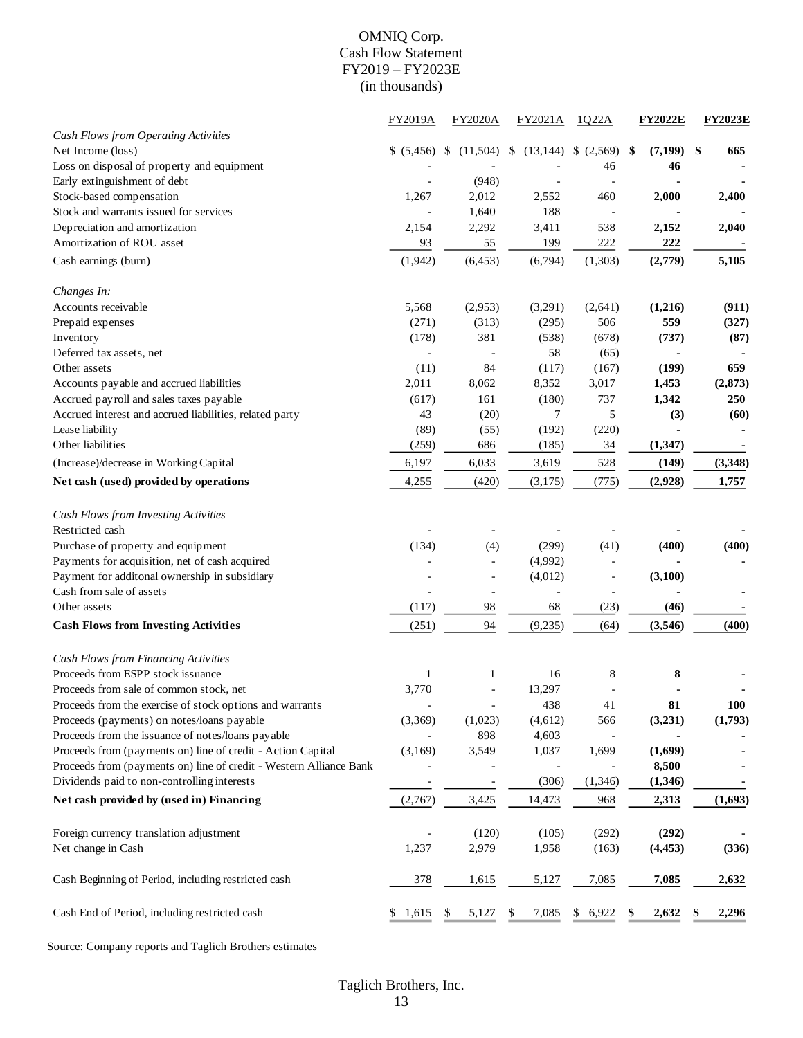# OMNIQ Corp.
## Cash Flow Statement
## FY2019 – FY2023E
## (in thousands)

| | FY2019A | FY2020A | FY2021A | 1Q22A | **FY2022E** | **FY2023E** |
|---|---|---|---|---|---|---|
| *Cash Flows from Operating Activities* | | | | | | |
| Net Income (loss) | $ (5,456) | $ (11,504) | $ (13,144) | $ (2,569) | **$ (7,199)** | **$ 665** |
| Loss on disposal of property and equipment | - | - | - | 46 | **46** | **-** |
| Early extinguishment of debt | - | (948) | - | - | **-** | **-** |
| Stock-based compensation | 1,267 | 2,012 | 2,552 | 460 | **2,000** | **2,400** |
| Stock and warrants issued for services | - | 1,640 | 188 | - | **-** | **-** |
| Depreciation and amortization | 2,154 | 2,292 | 3,411 | 538 | **2,152** | **2,040** |
| Amortization of ROU asset | 93 | 55 | 199 | 222 | **222** | **-** |
| Cash earnings (burn) | (1,942) | (6,453) | (6,794) | (1,303) | **(2,779)** | **5,105** |
| *Changes In:* | | | | | | |
| Accounts receivable | 5,568 | (2,953) | (3,291) | (2,641) | **(1,216)** | **(911)** |
| Prepaid expenses | (271) | (313) | (295) | 506 | **559** | **(327)** |
| Inventory | (178) | 381 | (538) | (678) | **(737)** | **(87)** |
| Deferred tax assets, net | - | - | 58 | (65) | **-** | **-** |
| Other assets | (11) | 84 | (117) | (167) | **(199)** | **659** |
| Accounts payable and accrued liabilities | 2,011 | 8,062 | 8,352 | 3,017 | **1,453** | **(2,873)** |
| Accrued payroll and sales taxes payable | (617) | 161 | (180) | 737 | **1,342** | **250** |
| Accrued interest and accrued liabilities, related party | 43 | (20) | 7 | 5 | **(3)** | **(60)** |
| Lease liability | (89) | (55) | (192) | (220) | **-** | **-** |
| Other liabilities | (259) | 686 | (185) | 34 | **(1,347)** | **-** |
| (Increase)/decrease in Working Capital | 6,197 | 6,033 | 3,619 | 528 | **(149)** | **(3,348)** |
| **Net cash (used) provided by operations** | 4,255 | (420) | (3,175) | (775) | **(2,928)** | **1,757** |
| *Cash Flows from Investing Activities* | | | | | | |
| Restricted cash | - | - | - | - | **-** | **-** |
| Purchase of property and equipment | (134) | (4) | (299) | (41) | **(400)** | **(400)** |
| Payments for acquisition, net of cash acquired | - | - | (4,992) | - | **-** | **-** |
| Payment for additonal ownership in subsidiary | - | - | (4,012) | - | **(3,100)** | |
| Cash from sale of assets | - | - | - | - | **-** | **-** |
| Other assets | (117) | 98 | 68 | (23) | **(46)** | **-** |
| **Cash Flows from Investing Activities** | (251) | 94 | (9,235) | (64) | **(3,546)** | **(400)** |
| *Cash Flows from Financing Activities* | | | | | | |
| Proceeds from ESPP stock issuance | 1 | 1 | 16 | 8 | **8** | **-** |
| Proceeds from sale of common stock, net | 3,770 | - | 13,297 | - | **-** | **-** |
| Proceeds from the exercise of stock options and warrants | - | - | 438 | 41 | **81** | **100** |
| Proceeds (payments) on notes/loans payable | (3,369) | (1,023) | (4,612) | 566 | **(3,231)** | **(1,793)** |
| Proceeds from the issuance of notes/loans payable | - | 898 | 4,603 | - | **-** | **-** |
| Proceeds from (payments on) line of credit - Action Capital | (3,169) | 3,549 | 1,037 | 1,699 | **(1,699)** | **-** |
| Proceeds from (payments on) line of credit - Western Alliance Bank | - | - | - | - | **8,500** | **-** |
| Dividends paid to non-controlling interests | - | - | (306) | (1,346) | **(1,346)** | **-** |
| **Net cash provided by (used in) Financing** | (2,767) | 3,425 | 14,473 | 968 | **2,313** | **(1,693)** |
| Foreign currency translation adjustment | - | (120) | (105) | (292) | **(292)** | **-** |
| Net change in Cash | 1,237 | 2,979 | 1,958 | (163) | **(4,453)** | **(336)** |
| Cash Beginning of Period, including restricted cash | 378 | 1,615 | 5,127 | 7,085 | **7,085** | **2,632** |
| Cash End of Period, including restricted cash | $ 1,615 | $ 5,127 | $ 7,085 | $ 6,922 | **$ 2,632** | **$ 2,296** |

Source: Company reports and Taglich Brothers estimates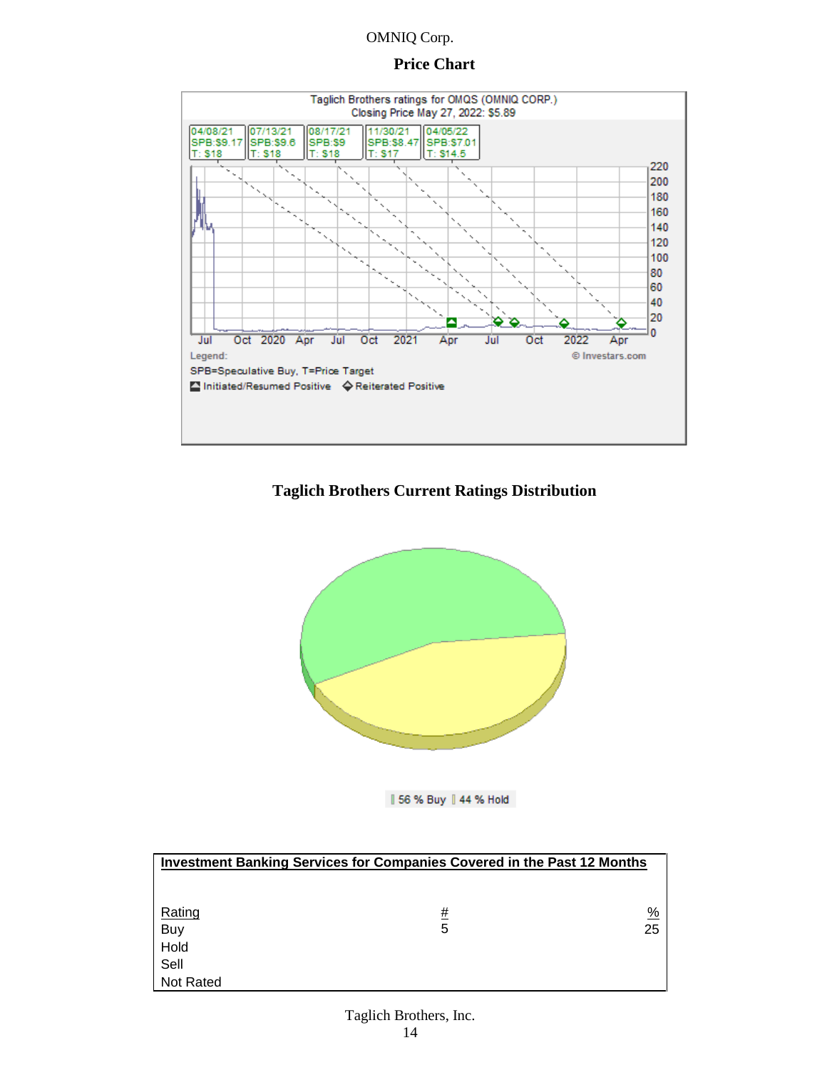## Price Chart

Taglich Brothers ratings for OMQS (OMNIQ CORP.)
Closing Price May 27, 2022: $5.89

| Date | Rating | Target |
|---|---|---|
| 04/08/21 | SPB:$9.17 | T: $18 |
| 07/13/21 | SPB:$9.6 | T: $18 |
| 08/17/21 | SPB:$9 | T: $18 |
| 11/30/21 | SPB:$8.47 | T: $17 |
| 04/05/22 | SPB:$7.01 | T: $14.5 |

Legend:
SPB=Speculative Buy, T=Price Target
Initiated/Resumed Positive ◇ Reiterated Positive

© Investars.com

## Taglich Brothers Current Ratings Distribution

56 % Buy | 44 % Hold

**Investment Banking Services for Companies Covered in the Past 12 Months**

| Rating | # | % |
|---|---|---|
| Buy | 5 | 25 |
| Hold | | |
| Sell | | |
| Not Rated | | |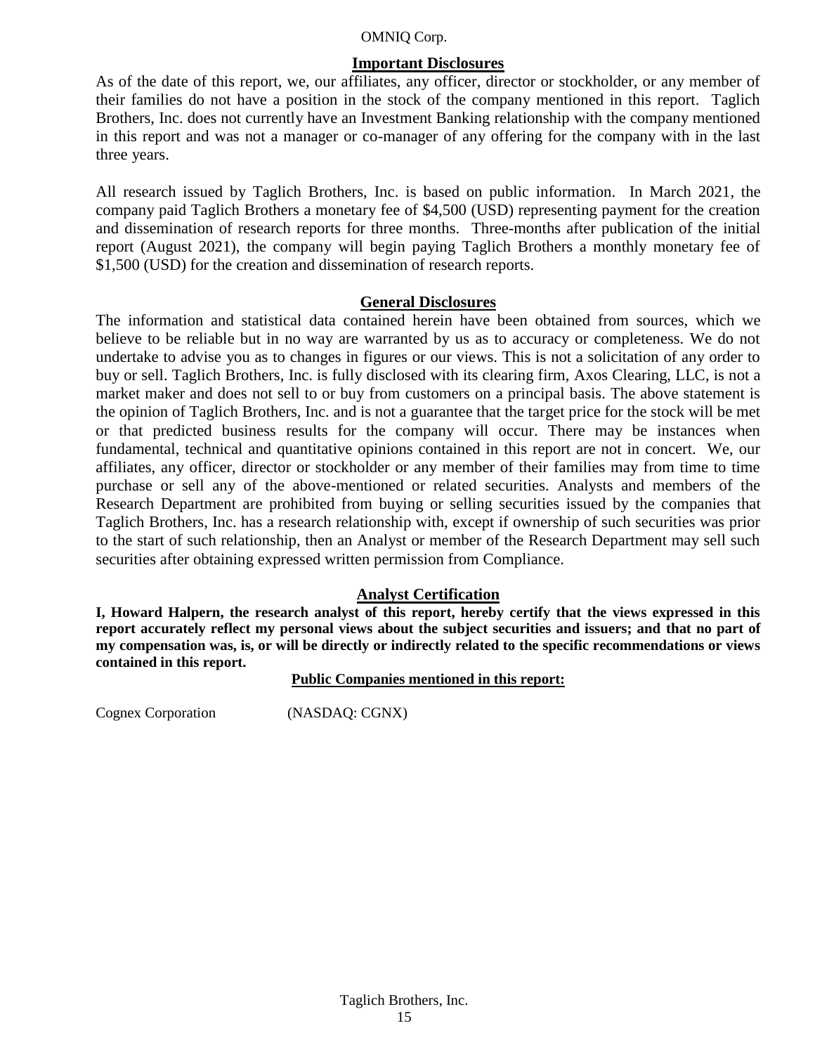## Important Disclosures

As of the date of this report, we, our affiliates, any officer, director or stockholder, or any member of their families do not have a position in the stock of the company mentioned in this report. Taglich Brothers, Inc. does not currently have an Investment Banking relationship with the company mentioned in this report and was not a manager or co-manager of any offering for the company with in the last three years.

All research issued by Taglich Brothers, Inc. is based on public information. In March 2021, the company paid Taglich Brothers a monetary fee of $4,500 (USD) representing payment for the creation and dissemination of research reports for three months. Three-months after publication of the initial report (August 2021), the company will begin paying Taglich Brothers a monthly monetary fee of $1,500 (USD) for the creation and dissemination of research reports.

## General Disclosures

The information and statistical data contained herein have been obtained from sources, which we believe to be reliable but in no way are warranted by us as to accuracy or completeness. We do not undertake to advise you as to changes in figures or our views. This is not a solicitation of any order to buy or sell. Taglich Brothers, Inc. is fully disclosed with its clearing firm, Axos Clearing, LLC, is not a market maker and does not sell to or buy from customers on a principal basis. The above statement is the opinion of Taglich Brothers, Inc. and is not a guarantee that the target price for the stock will be met or that predicted business results for the company will occur. There may be instances when fundamental, technical and quantitative opinions contained in this report are not in concert. We, our affiliates, any officer, director or stockholder or any member of their families may from time to time purchase or sell any of the above-mentioned or related securities. Analysts and members of the Research Department are prohibited from buying or selling securities issued by the companies that Taglich Brothers, Inc. has a research relationship with, except if ownership of such securities was prior to the start of such relationship, then an Analyst or member of the Research Department may sell such securities after obtaining expressed written permission from Compliance.

## Analyst Certification

**I, Howard Halpern, the research analyst of this report, hereby certify that the views expressed in this report accurately reflect my personal views about the subject securities and issuers; and that no part of my compensation was, is, or will be directly or indirectly related to the specific recommendations or views contained in this report.**

**Public Companies mentioned in this report:**

Cognex Corporation (NASDAQ: CGNX)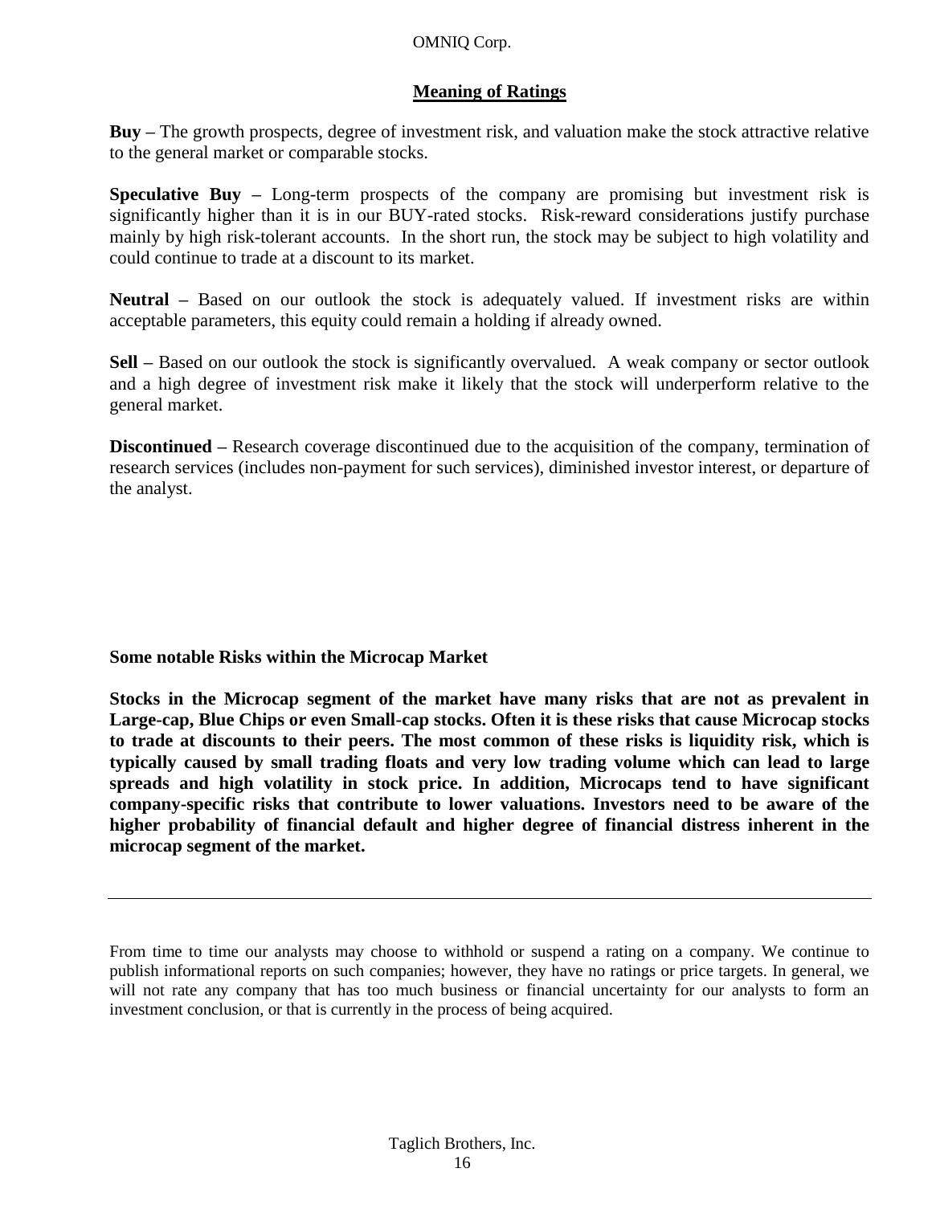## Meaning of Ratings

**Buy –** The growth prospects, degree of investment risk, and valuation make the stock attractive relative to the general market or comparable stocks.

**Speculative Buy –** Long-term prospects of the company are promising but investment risk is significantly higher than it is in our BUY-rated stocks. Risk-reward considerations justify purchase mainly by high risk-tolerant accounts. In the short run, the stock may be subject to high volatility and could continue to trade at a discount to its market.

**Neutral –** Based on our outlook the stock is adequately valued. If investment risks are within acceptable parameters, this equity could remain a holding if already owned.

**Sell –** Based on our outlook the stock is significantly overvalued. A weak company or sector outlook and a high degree of investment risk make it likely that the stock will underperform relative to the general market.

**Discontinued –** Research coverage discontinued due to the acquisition of the company, termination of research services (includes non-payment for such services), diminished investor interest, or departure of the analyst.

**Some notable Risks within the Microcap Market**

**Stocks in the Microcap segment of the market have many risks that are not as prevalent in Large-cap, Blue Chips or even Small-cap stocks. Often it is these risks that cause Microcap stocks to trade at discounts to their peers. The most common of these risks is liquidity risk, which is typically caused by small trading floats and very low trading volume which can lead to large spreads and high volatility in stock price. In addition, Microcaps tend to have significant company-specific risks that contribute to lower valuations. Investors need to be aware of the higher probability of financial default and higher degree of financial distress inherent in the microcap segment of the market.**

---

From time to time our analysts may choose to withhold or suspend a rating on a company. We continue to publish informational reports on such companies; however, they have no ratings or price targets. In general, we will not rate any company that has too much business or financial uncertainty for our analysts to form an investment conclusion, or that is currently in the process of being acquired.